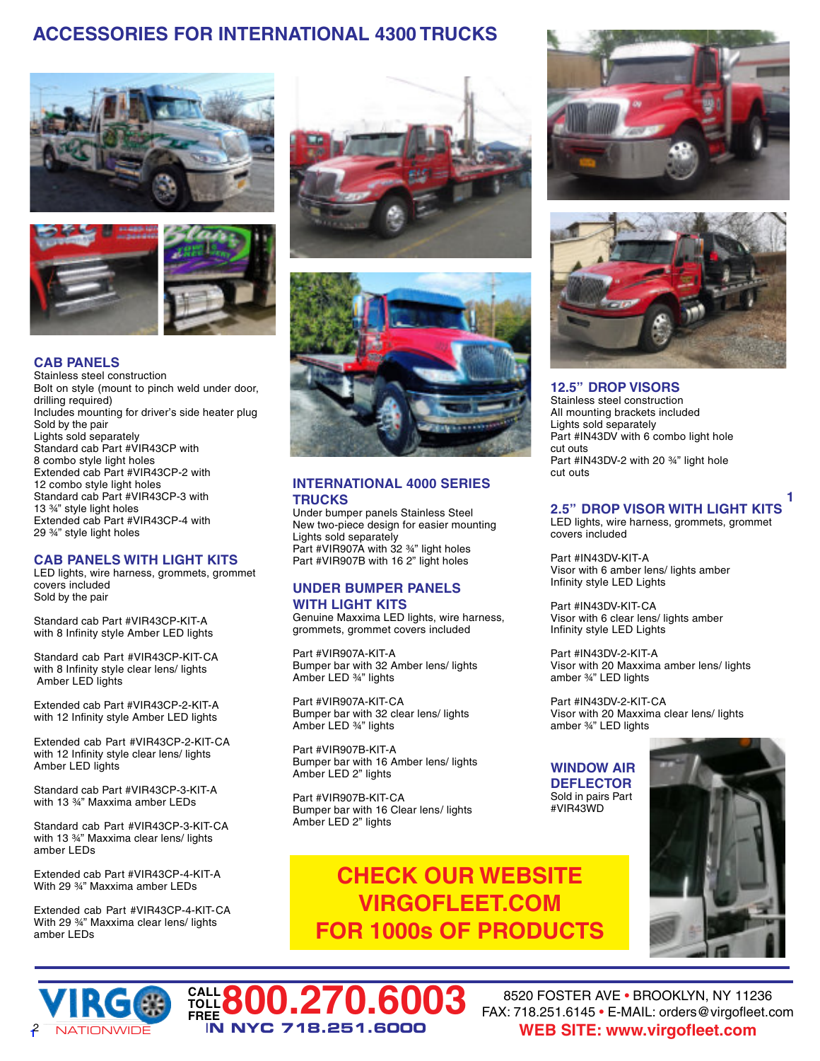# ACCESSORIES FOR INTERNATIONAL 4300 TRUCKS

## CAB PANELS

Stainless steel construction
Bolt on style (mount to pinch weld under door, drilling required)
Includes mounting for driver's side heater plug
Sold by the pair
Lights sold separately
Standard cab Part #VIR43CP with 8 combo style light holes
Extended cab Part #VIR43CP-2 with 12 combo style light holes
Standard cab Part #VIR43CP-3 with 13 ¾" style light holes
Extended cab Part #VIR43CP-4 with 29 ¾" style light holes

## CAB PANELS WITH LIGHT KITS

LED lights, wire harness, grommets, grommet covers included
Sold by the pair

Standard cab Part #VIR43CP-KIT-A with 8 Infinity style Amber LED lights

Standard cab Part #VIR43CP-KIT-CA with 8 Infinity style clear lens/ lights Amber LED lights

Extended cab Part #VIR43CP-2-KIT-A with 12 Infinity style Amber LED lights

Extended cab Part #VIR43CP-2-KIT-CA with 12 Infinity style clear lens/ lights Amber LED lights

Standard cab Part #VIR43CP-3-KIT-A with 13 ¾" Maxxima amber LEDs

Standard cab Part #VIR43CP-3-KIT-CA with 13 ¾" Maxxima clear lens/ lights amber LEDs

Extended cab Part #VIR43CP-4-KIT-A With 29 ¾" Maxxima amber LEDs

Extended cab Part #VIR43CP-4-KIT-CA With 29 ¾" Maxxima clear lens/ lights amber LEDs

## INTERNATIONAL 4000 SERIES TRUCKS

Under bumper panels Stainless Steel
New two-piece design for easier mounting
Lights sold separately
Part #VIR907A with 32 ¾" light holes
Part #VIR907B with 16 2" light holes

## UNDER BUMPER PANELS WITH LIGHT KITS

Genuine Maxxima LED lights, wire harness, grommets, grommet covers included

Part #VIR907A-KIT-A
Bumper bar with 32 Amber lens/ lights Amber LED ¾" lights

Part #VIR907A-KIT-CA
Bumper bar with 32 clear lens/ lights Amber LED ¾" lights

Part #VIR907B-KIT-A
Bumper bar with 16 Amber lens/ lights Amber LED 2" lights

Part #VIR907B-KIT-CA
Bumper bar with 16 Clear lens/ lights Amber LED 2" lights

## 12.5" DROP VISORS

Stainless steel construction
All mounting brackets included
Lights sold separately
Part #IN43DV with 6 combo light hole cut outs
Part #IN43DV-2 with 20 ¾" light hole cut outs

## 2.5" DROP VISOR WITH LIGHT KITS

LED lights, wire harness, grommets, grommet covers included

Part #IN43DV-KIT-A
Visor with 6 amber lens/ lights amber Infinity style LED Lights

Part #IN43DV-KIT-CA
Visor with 6 clear lens/ lights amber Infinity style LED Lights

Part #IN43DV-2-KIT-A
Visor with 20 Maxxima amber lens/ lights amber ¾" LED lights

Part #IN43DV-2-KIT-CA
Visor with 20 Maxxima clear lens/ lights amber ¾" LED lights

## WINDOW AIR DEFLECTOR

Sold in pairs Part #VIR43WD

**CHECK OUR WEBSITE VIRGOFLEET.COM FOR 1000s OF PRODUCTS**

VIRGO NATIONWIDE

CALL TOLL FREE **800.270.6003**
IN NYC 718.251.6000

8520 FOSTER AVE • BROOKLYN, NY 11236
FAX: 718.251.6145 • E-MAIL: orders@virgofleet.com
**WEB SITE: www.virgofleet.com**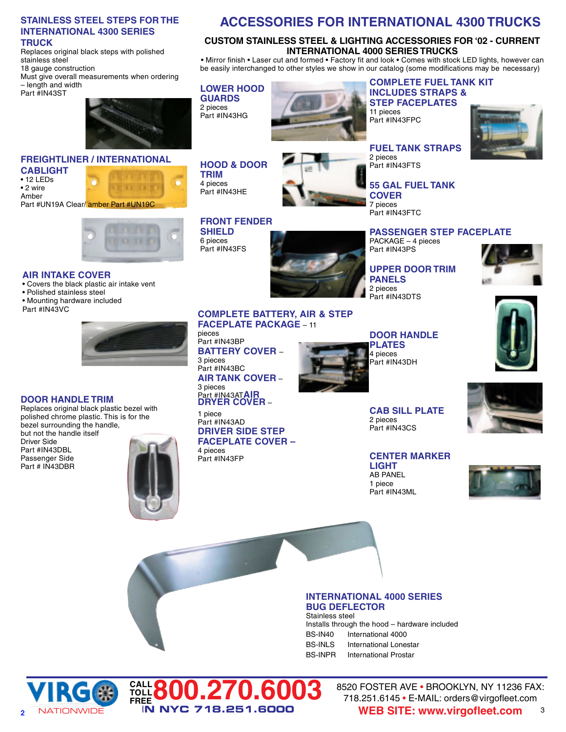# ACCESSORIES FOR INTERNATIONAL 4300 TRUCKS

## CUSTOM STAINLESS STEEL & LIGHTING ACCESSORIES FOR '02 - CURRENT INTERNATIONAL 4000 SERIES TRUCKS

• Mirror finish • Laser cut and formed • Factory fit and look • Comes with stock LED lights, however can be easily interchanged to other styles we show in our catalog (some modifications may be necessary)

### STAINLESS STEEL STEPS FOR THE INTERNATIONAL 4300 SERIES TRUCK

Replaces original black steps with polished stainless steel
18 gauge construction
Must give overall measurements when ordering – length and width
Part #IN43ST

### FREIGHTLINER / INTERNATIONAL CABLIGHT

• 12 LEDs
• 2 wire
Amber
Part #UN19A Clear/ amber Part #UN19C

### AIR INTAKE COVER

• Covers the black plastic air intake vent
• Polished stainless steel
• Mounting hardware included
Part #IN43VC

### DOOR HANDLE TRIM

Replaces original black plastic bezel with polished chrome plastic. This is for the bezel surrounding the handle, but not the handle itself
Driver Side
Part #IN43DBL
Passenger Side
Part # IN43DBR

### LOWER HOOD GUARDS

2 pieces
Part #IN43HG

### HOOD & DOOR TRIM

4 pieces
Part #IN43HE

### FRONT FENDER SHIELD

6 pieces
Part #IN43FS

### COMPLETE BATTERY, AIR & STEP FACEPLATE PACKAGE – 11 pieces

Part #IN43BP

### BATTERY COVER –

3 pieces
Part #IN43BC

### AIR TANK COVER –

3 pieces
Part #IN43AT

### AIR DRYER COVER –

1 piece
Part #IN43AD

### DRIVER SIDE STEP FACEPLATE COVER –

4 pieces
Part #IN43FP

### COMPLETE FUEL TANK KIT INCLUDES STRAPS & STEP FACEPLATES

11 pieces
Part #IN43FPC

### FUEL TANK STRAPS

2 pieces
Part #IN43FTS

### 55 GAL FUEL TANK COVER

7 pieces
Part #IN43FTC

### PASSENGER STEP FACEPLATE

PACKAGE – 4 pieces
Part #IN43PS

### UPPER DOOR TRIM PANELS

2 pieces
Part #IN43DTS

### DOOR HANDLE PLATES

4 pieces
Part #IN43DH

### CAB SILL PLATE

2 pieces
Part #IN43CS

### CENTER MARKER LIGHT

AB PANEL
1 piece
Part #IN43ML

### INTERNATIONAL 4000 SERIES BUG DEFLECTOR

Stainless steel
Installs through the hood – hardware included

| | |
|---|---|
| BS-IN40 | International 4000 |
| BS-INLS | International Lonestar |
| BS-INPR | International Prostar |

VIRGO NATIONWIDE
CALL TOLL FREE 800.270.6003
IN NYC 718.251.6000
8520 FOSTER AVE • BROOKLYN, NY 11236 FAX: 718.251.6145 • E-MAIL: orders@virgofleet.com
WEB SITE: www.virgofleet.com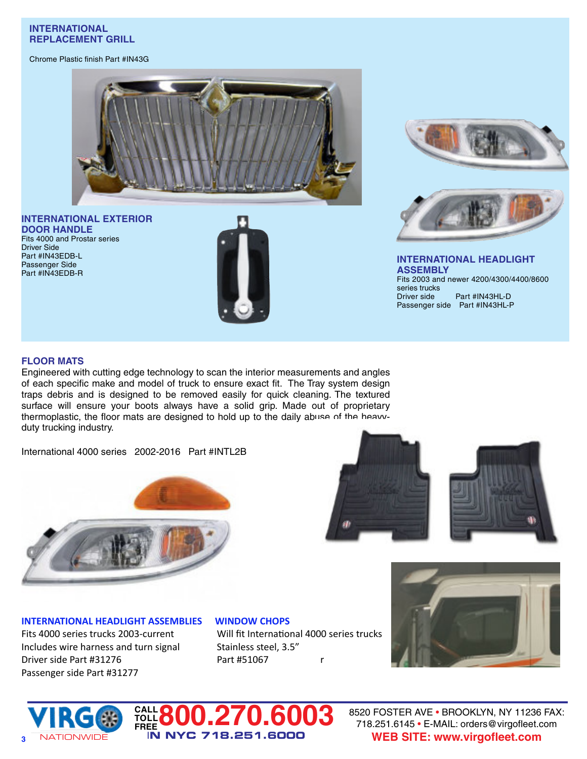## INTERNATIONAL REPLACEMENT GRILL

Chrome Plastic finish Part #IN43G

## INTERNATIONAL EXTERIOR DOOR HANDLE

Fits 4000 and Prostar series
Driver Side
Part #IN43EDB-L
Passenger Side
Part #IN43EDB-R

## INTERNATIONAL HEADLIGHT ASSEMBLY

Fits 2003 and newer 4200/4300/4400/8600 series trucks
Driver side Part #IN43HL-D
Passenger side Part #IN43HL-P

## FLOOR MATS

Engineered with cutting edge technology to scan the interior measurements and angles of each specific make and model of truck to ensure exact fit. The Tray system design traps debris and is designed to be removed easily for quick cleaning. The textured surface will ensure your boots always have a solid grip. Made out of proprietary thermoplastic, the floor mats are designed to hold up to the daily abuse of the heavy-duty trucking industry.

International 4000 series 2002-2016 Part #INTL2B

## INTERNATIONAL HEADLIGHT ASSEMBLIES

Fits 4000 series trucks 2003-current
Includes wire harness and turn signal
Driver side Part #31276
Passenger side Part #31277

## WINDOW CHOPS

Will fit International 4000 series trucks
Stainless steel, 3.5"
Part #51067 r

VIRGO NATIONWIDE

CALL TOLL FREE 800.270.6003
IN NYC 718.251.6000

8520 FOSTER AVE • BROOKLYN, NY 11236 FAX: 718.251.6145 • E-MAIL: orders@virgofleet.com
WEB SITE: www.virgofleet.com